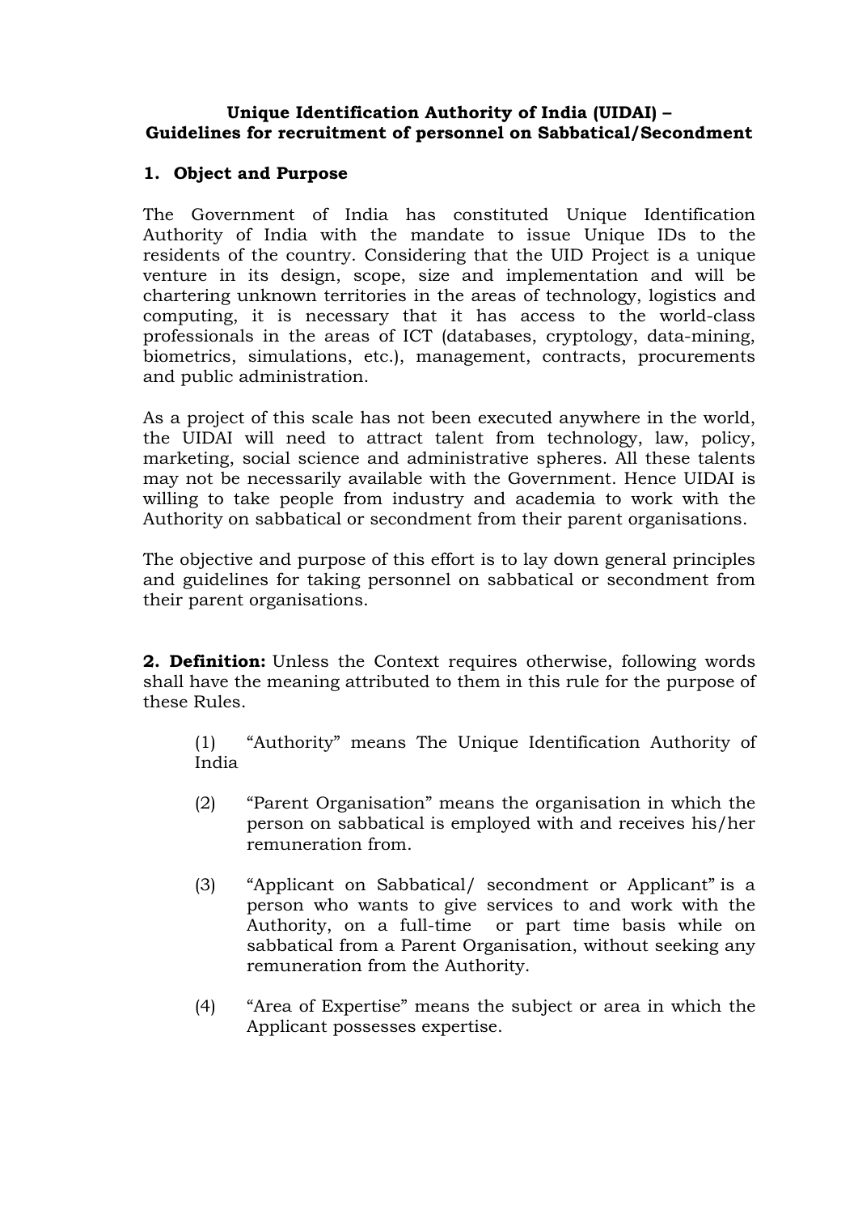**Unique Identification Authority of India (UIDAI) –
Guidelines for recruitment of personnel on Sabbatical/Secondment**

## 1. Object and Purpose

The Government of India has constituted Unique Identification Authority of India with the mandate to issue Unique IDs to the residents of the country. Considering that the UID Project is a unique venture in its design, scope, size and implementation and will be chartering unknown territories in the areas of technology, logistics and computing, it is necessary that it has access to the world-class professionals in the areas of ICT (databases, cryptology, data-mining, biometrics, simulations, etc.), management, contracts, procurements and public administration.

As a project of this scale has not been executed anywhere in the world, the UIDAI will need to attract talent from technology, law, policy, marketing, social science and administrative spheres. All these talents may not be necessarily available with the Government. Hence UIDAI is willing to take people from industry and academia to work with the Authority on sabbatical or secondment from their parent organisations.

The objective and purpose of this effort is to lay down general principles and guidelines for taking personnel on sabbatical or secondment from their parent organisations.

**2. Definition:** Unless the Context requires otherwise, following words shall have the meaning attributed to them in this rule for the purpose of these Rules.

(1) "Authority" means The Unique Identification Authority of India

(2) "Parent Organisation" means the organisation in which the person on sabbatical is employed with and receives his/her remuneration from.

(3) "Applicant on Sabbatical/ secondment or Applicant" is a person who wants to give services to and work with the Authority, on a full-time or part time basis while on sabbatical from a Parent Organisation, without seeking any remuneration from the Authority.

(4) "Area of Expertise" means the subject or area in which the Applicant possesses expertise.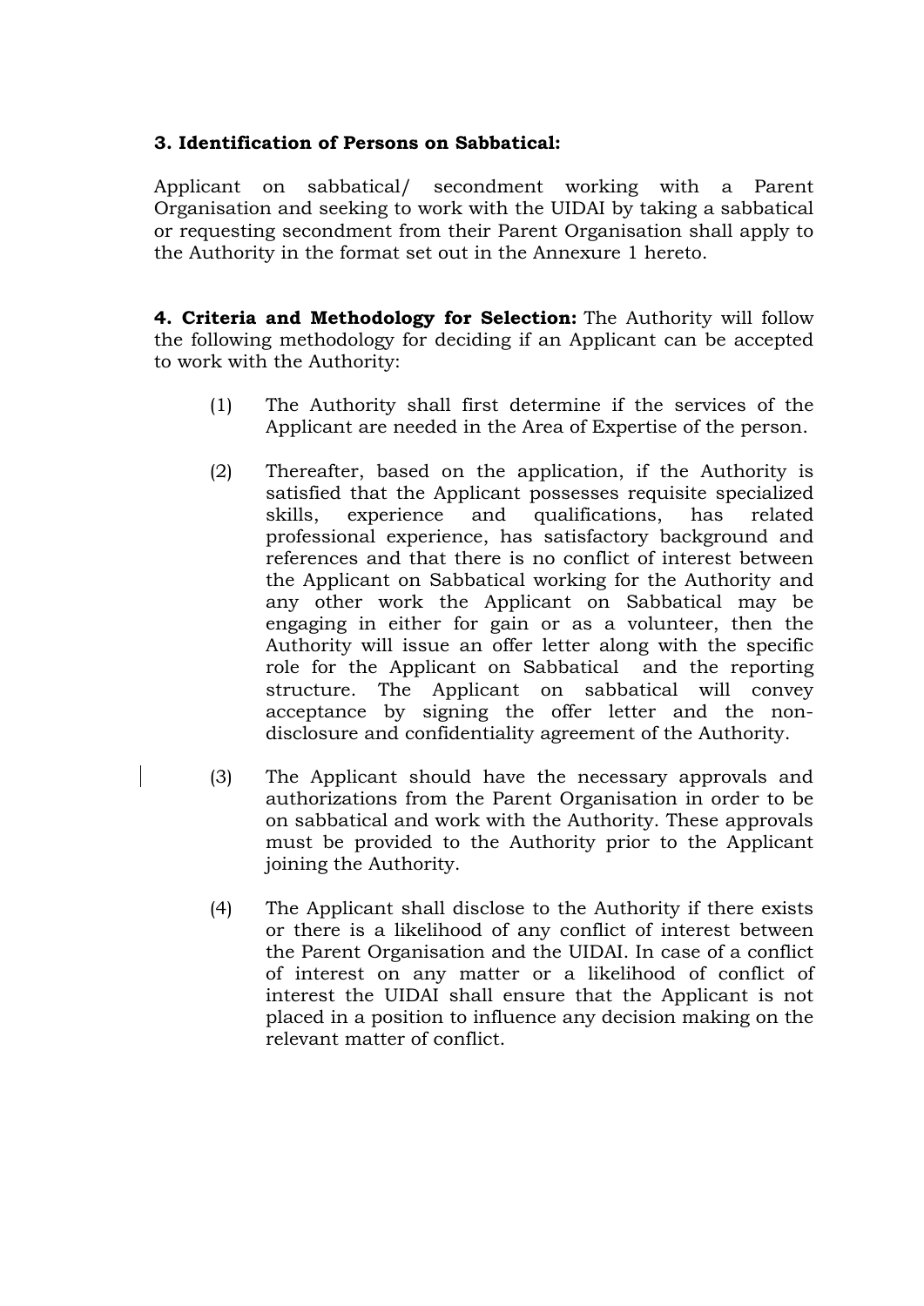**3. Identification of Persons on Sabbatical:**

Applicant on sabbatical/ secondment working with a Parent Organisation and seeking to work with the UIDAI by taking a sabbatical or requesting secondment from their Parent Organisation shall apply to the Authority in the format set out in the Annexure 1 hereto.

**4. Criteria and Methodology for Selection:** The Authority will follow the following methodology for deciding if an Applicant can be accepted to work with the Authority:

(1) The Authority shall first determine if the services of the Applicant are needed in the Area of Expertise of the person.

(2) Thereafter, based on the application, if the Authority is satisfied that the Applicant possesses requisite specialized skills, experience and qualifications, has related professional experience, has satisfactory background and references and that there is no conflict of interest between the Applicant on Sabbatical working for the Authority and any other work the Applicant on Sabbatical may be engaging in either for gain or as a volunteer, then the Authority will issue an offer letter along with the specific role for the Applicant on Sabbatical and the reporting structure. The Applicant on sabbatical will convey acceptance by signing the offer letter and the non-disclosure and confidentiality agreement of the Authority.

(3) The Applicant should have the necessary approvals and authorizations from the Parent Organisation in order to be on sabbatical and work with the Authority. These approvals must be provided to the Authority prior to the Applicant joining the Authority.

(4) The Applicant shall disclose to the Authority if there exists or there is a likelihood of any conflict of interest between the Parent Organisation and the UIDAI. In case of a conflict of interest on any matter or a likelihood of conflict of interest the UIDAI shall ensure that the Applicant is not placed in a position to influence any decision making on the relevant matter of conflict.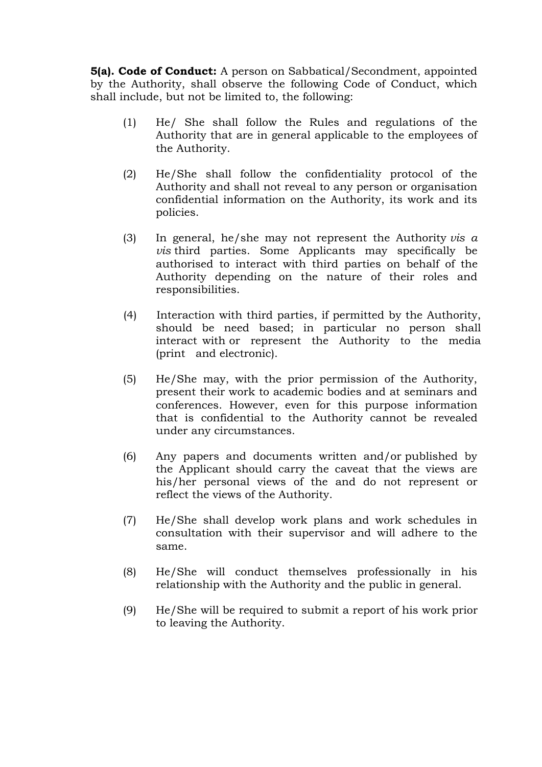**5(a). Code of Conduct:** A person on Sabbatical/Secondment, appointed by the Authority, shall observe the following Code of Conduct, which shall include, but not be limited to, the following:

(1) He/ She shall follow the Rules and regulations of the Authority that are in general applicable to the employees of the Authority.

(2) He/She shall follow the confidentiality protocol of the Authority and shall not reveal to any person or organisation confidential information on the Authority, its work and its policies.

(3) In general, he/she may not represent the Authority *vis a vis* third parties. Some Applicants may specifically be authorised to interact with third parties on behalf of the Authority depending on the nature of their roles and responsibilities.

(4) Interaction with third parties, if permitted by the Authority, should be need based; in particular no person shall interact with or represent the Authority to the media (print and electronic).

(5) He/She may, with the prior permission of the Authority, present their work to academic bodies and at seminars and conferences. However, even for this purpose information that is confidential to the Authority cannot be revealed under any circumstances.

(6) Any papers and documents written and/or published by the Applicant should carry the caveat that the views are his/her personal views of the and do not represent or reflect the views of the Authority.

(7) He/She shall develop work plans and work schedules in consultation with their supervisor and will adhere to the same.

(8) He/She will conduct themselves professionally in his relationship with the Authority and the public in general.

(9) He/She will be required to submit a report of his work prior to leaving the Authority.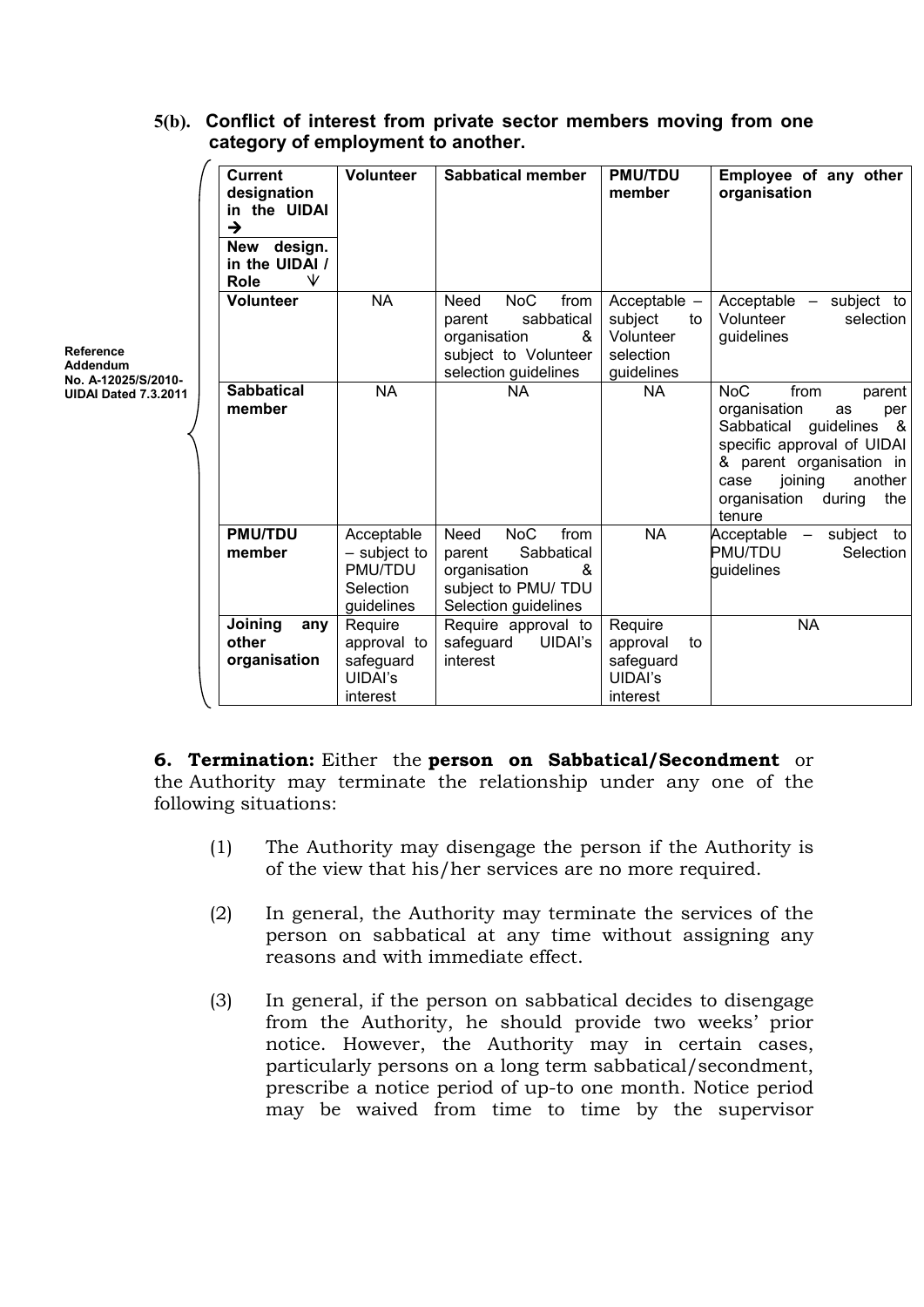**5(b). Conflict of interest from private sector members moving from one category of employment to another.**

Reference Addendum No. A-12025/S/2010-UIDAI Dated 7.3.2011

| Current designation in the UIDAI → / New design. in the UIDAI / Role ↓ | Volunteer | Sabbatical member | PMU/TDU member | Employee of any other organisation |
|---|---|---|---|---|
| **Volunteer** | NA | Need NoC from parent sabbatical organisation & subject to Volunteer selection guidelines | Acceptable – subject to Volunteer selection guidelines | Acceptable – subject to Volunteer selection guidelines |
| **Sabbatical member** | NA | NA | NA | NoC from parent organisation as per Sabbatical guidelines & specific approval of UIDAI & parent organisation in case joining another organisation during the tenure |
| **PMU/TDU member** | Acceptable – subject to PMU/TDU Selection guidelines | Need NoC from parent Sabbatical organisation & subject to PMU/ TDU Selection guidelines | NA | Acceptable – subject to PMU/TDU Selection guidelines |
| **Joining any other organisation** | Require approval to safeguard UIDAI's interest | Require approval to safeguard UIDAI's interest | Require approval to safeguard UIDAI's interest | NA |

**6. Termination:** Either the **person on Sabbatical/Secondment** or the Authority may terminate the relationship under any one of the following situations:

(1) The Authority may disengage the person if the Authority is of the view that his/her services are no more required.

(2) In general, the Authority may terminate the services of the person on sabbatical at any time without assigning any reasons and with immediate effect.

(3) In general, if the person on sabbatical decides to disengage from the Authority, he should provide two weeks' prior notice. However, the Authority may in certain cases, particularly persons on a long term sabbatical/secondment, prescribe a notice period of up-to one month. Notice period may be waived from time to time by the supervisor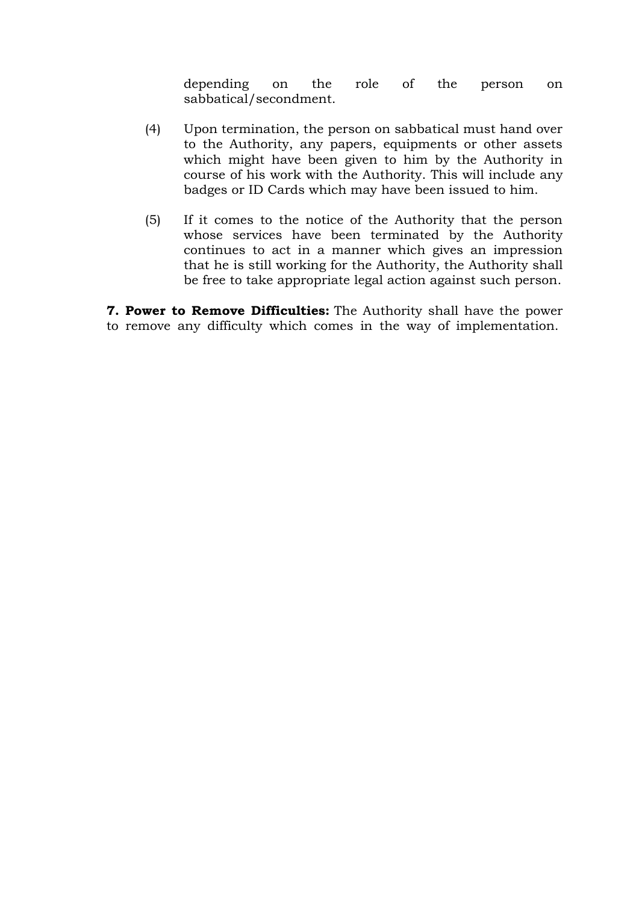depending on the role of the person on sabbatical/secondment.

(4) Upon termination, the person on sabbatical must hand over to the Authority, any papers, equipments or other assets which might have been given to him by the Authority in course of his work with the Authority. This will include any badges or ID Cards which may have been issued to him.

(5) If it comes to the notice of the Authority that the person whose services have been terminated by the Authority continues to act in a manner which gives an impression that he is still working for the Authority, the Authority shall be free to take appropriate legal action against such person.

**7. Power to Remove Difficulties:** The Authority shall have the power to remove any difficulty which comes in the way of implementation.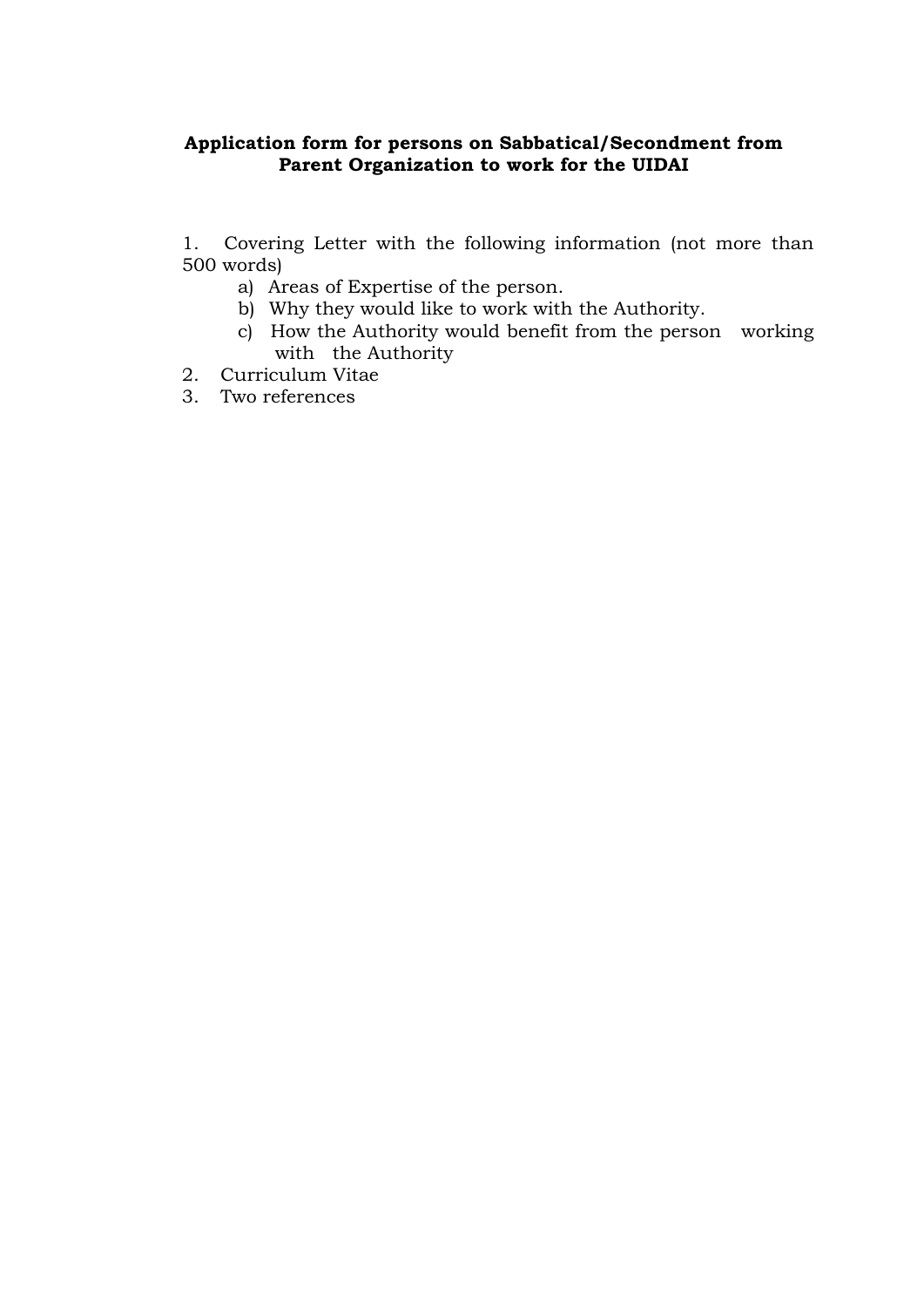**Application form for persons on Sabbatical/Secondment from Parent Organization to work for the UIDAI**

1. Covering Letter with the following information (not more than 500 words)
   a) Areas of Expertise of the person.
   b) Why they would like to work with the Authority.
   c) How the Authority would benefit from the person working with the Authority
2. Curriculum Vitae
3. Two references